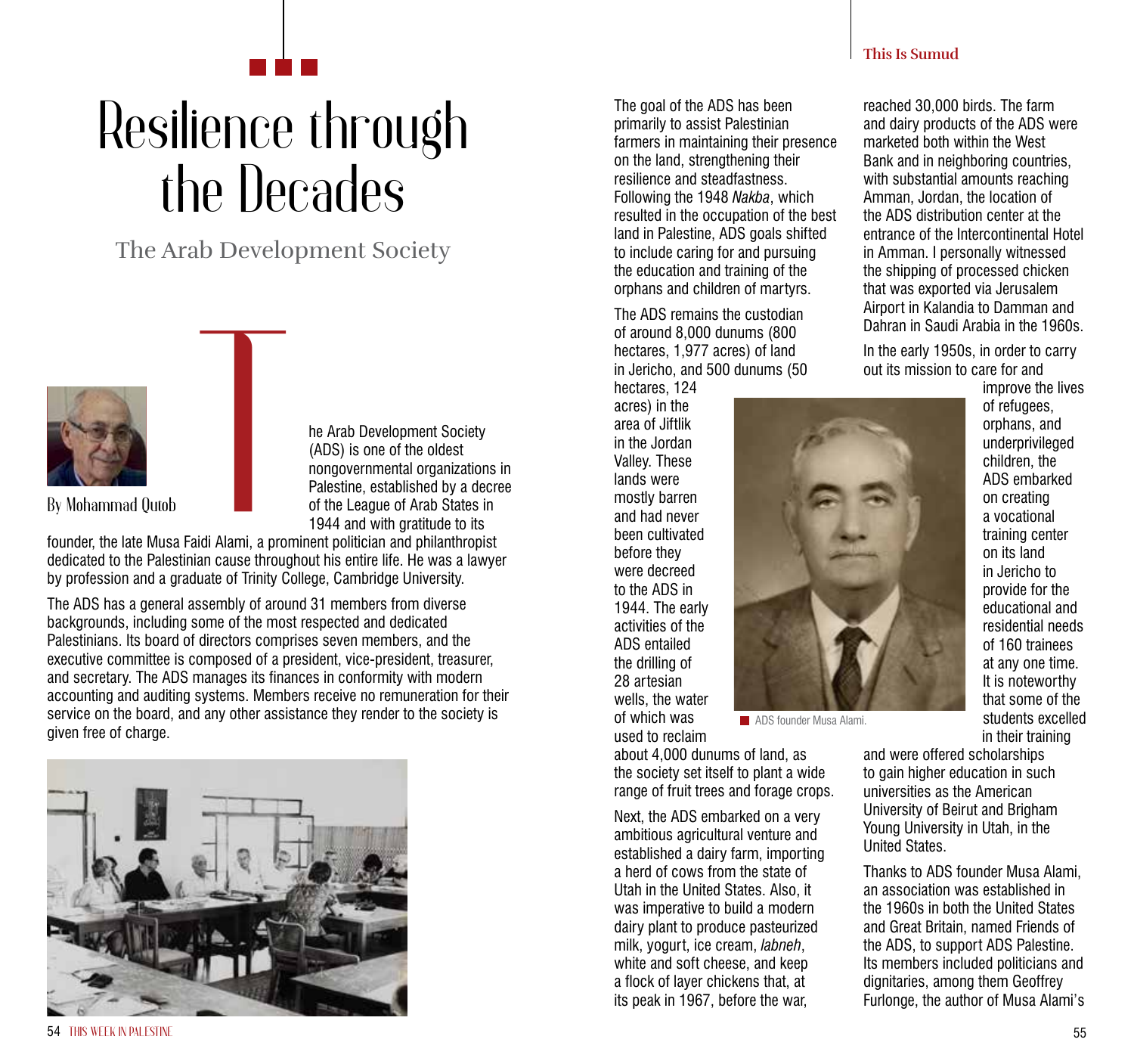# Resilience through the Decades

## The Arab Development Society

By Mohammad Qutob

The Arab Development Society (ADS) is one of the oldest nongovernmental organizations in Palestine, established by a decree of the League of Arab States in 1944 and with gratitude to its founder, the late Musa Faidi Alami, a prominent politician and philanthropist dedicated to the Palestinian cause throughout his entire life. He was a lawyer by profession and a graduate of Trinity College, Cambridge University.

The ADS has a general assembly of around 31 members from diverse backgrounds, including some of the most respected and dedicated Palestinians. Its board of directors comprises seven members, and the executive committee is composed of a president, vice-president, treasurer, and secretary. The ADS manages its finances in conformity with modern accounting and auditing systems. Members receive no remuneration for their service on the board, and any other assistance they render to the society is given free of charge.

The goal of the ADS has been primarily to assist Palestinian farmers in maintaining their presence on the land, strengthening their resilience and steadfastness. Following the 1948 *Nakba*, which resulted in the occupation of the best land in Palestine, ADS goals shifted to include caring for and pursuing the education and training of the orphans and children of martyrs.

The ADS remains the custodian of around 8,000 dunums (800 hectares, 1,977 acres) of land in Jericho, and 500 dunums (50 hectares, 124 acres) in the area of Jiftlik in the Jordan Valley. These lands were mostly barren and had never been cultivated before they were decreed to the ADS in 1944. The early activities of the ADS entailed the drilling of 28 artesian wells, the water of which was used to reclaim about 4,000 dunums of land, as the society set itself to plant a wide range of fruit trees and forage crops.

ADS founder Musa Alami.

Next, the ADS embarked on a very ambitious agricultural venture and established a dairy farm, importing a herd of cows from the state of Utah in the United States. Also, it was imperative to build a modern dairy plant to produce pasteurized milk, yogurt, ice cream, *labneh*, white and soft cheese, and keep a flock of layer chickens that, at its peak in 1967, before the war, reached 30,000 birds. The farm and dairy products of the ADS were marketed both within the West Bank and in neighboring countries, with substantial amounts reaching Amman, Jordan, the location of the ADS distribution center at the entrance of the Intercontinental Hotel in Amman. I personally witnessed the shipping of processed chicken that was exported via Jerusalem Airport in Kalandia to Damman and Dahran in Saudi Arabia in the 1960s.

In the early 1950s, in order to carry out its mission to care for and improve the lives of refugees, orphans, and underprivileged children, the ADS embarked on creating a vocational training center on its land in Jericho to provide for the educational and residential needs of 160 trainees at any one time. It is noteworthy that some of the students excelled in their training and were offered scholarships to gain higher education in such universities as the American University of Beirut and Brigham Young University in Utah, in the United States.

Thanks to ADS founder Musa Alami, an association was established in the 1960s in both the United States and Great Britain, named Friends of the ADS, to support ADS Palestine. Its members included politicians and dignitaries, among them Geoffrey Furlonge, the author of Musa Alami's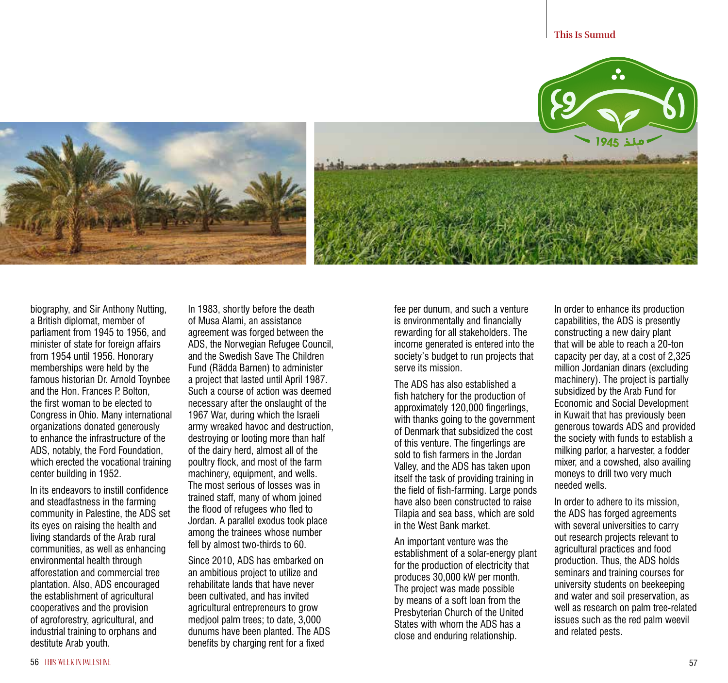biography, and Sir Anthony Nutting, a British diplomat, member of parliament from 1945 to 1956, and minister of state for foreign affairs from 1954 until 1956. Honorary memberships were held by the famous historian Dr. Arnold Toynbee and the Hon. Frances P. Bolton, the first woman to be elected to Congress in Ohio. Many international organizations donated generously to enhance the infrastructure of the ADS, notably, the Ford Foundation, which erected the vocational training center building in 1952.

In its endeavors to instill confidence and steadfastness in the farming community in Palestine, the ADS set its eyes on raising the health and living standards of the Arab rural communities, as well as enhancing environmental health through afforestation and commercial tree plantation. Also, ADS encouraged the establishment of agricultural cooperatives and the provision of agroforestry, agricultural, and industrial training to orphans and destitute Arab youth.

In 1983, shortly before the death of Musa Alami, an assistance agreement was forged between the ADS, the Norwegian Refugee Council, and the Swedish Save The Children Fund (Rädda Barnen) to administer a project that lasted until April 1987. Such a course of action was deemed necessary after the onslaught of the 1967 War, during which the Israeli army wreaked havoc and destruction, destroying or looting more than half of the dairy herd, almost all of the poultry flock, and most of the farm machinery, equipment, and wells. The most serious of losses was in trained staff, many of whom joined the flood of refugees who fled to Jordan. A parallel exodus took place among the trainees whose number fell by almost two-thirds to 60.

Since 2010, ADS has embarked on an ambitious project to utilize and rehabilitate lands that have never been cultivated, and has invited agricultural entrepreneurs to grow medjool palm trees; to date, 3,000 dunums have been planted. The ADS benefits by charging rent for a fixed fee per dunum, and such a venture is environmentally and financially rewarding for all stakeholders. The income generated is entered into the society's budget to run projects that serve its mission.

The ADS has also established a fish hatchery for the production of approximately 120,000 fingerlings, with thanks going to the government of Denmark that subsidized the cost of this venture. The fingerlings are sold to fish farmers in the Jordan Valley, and the ADS has taken upon itself the task of providing training in the field of fish-farming. Large ponds have also been constructed to raise Tilapia and sea bass, which are sold in the West Bank market.

An important venture was the establishment of a solar-energy plant for the production of electricity that produces 30,000 kW per month. The project was made possible by means of a soft loan from the Presbyterian Church of the United States with whom the ADS has a close and enduring relationship.

In order to enhance its production capabilities, the ADS is presently constructing a new dairy plant that will be able to reach a 20-ton capacity per day, at a cost of 2,325 million Jordanian dinars (excluding machinery). The project is partially subsidized by the Arab Fund for Economic and Social Development in Kuwait that has previously been generous towards ADS and provided the society with funds to establish a milking parlor, a harvester, a fodder mixer, and a cowshed, also availing moneys to drill two very much needed wells.

In order to adhere to its mission, the ADS has forged agreements with several universities to carry out research projects relevant to agricultural practices and food production. Thus, the ADS holds seminars and training courses for university students on beekeeping and water and soil preservation, as well as research on palm tree-related issues such as the red palm weevil and related pests.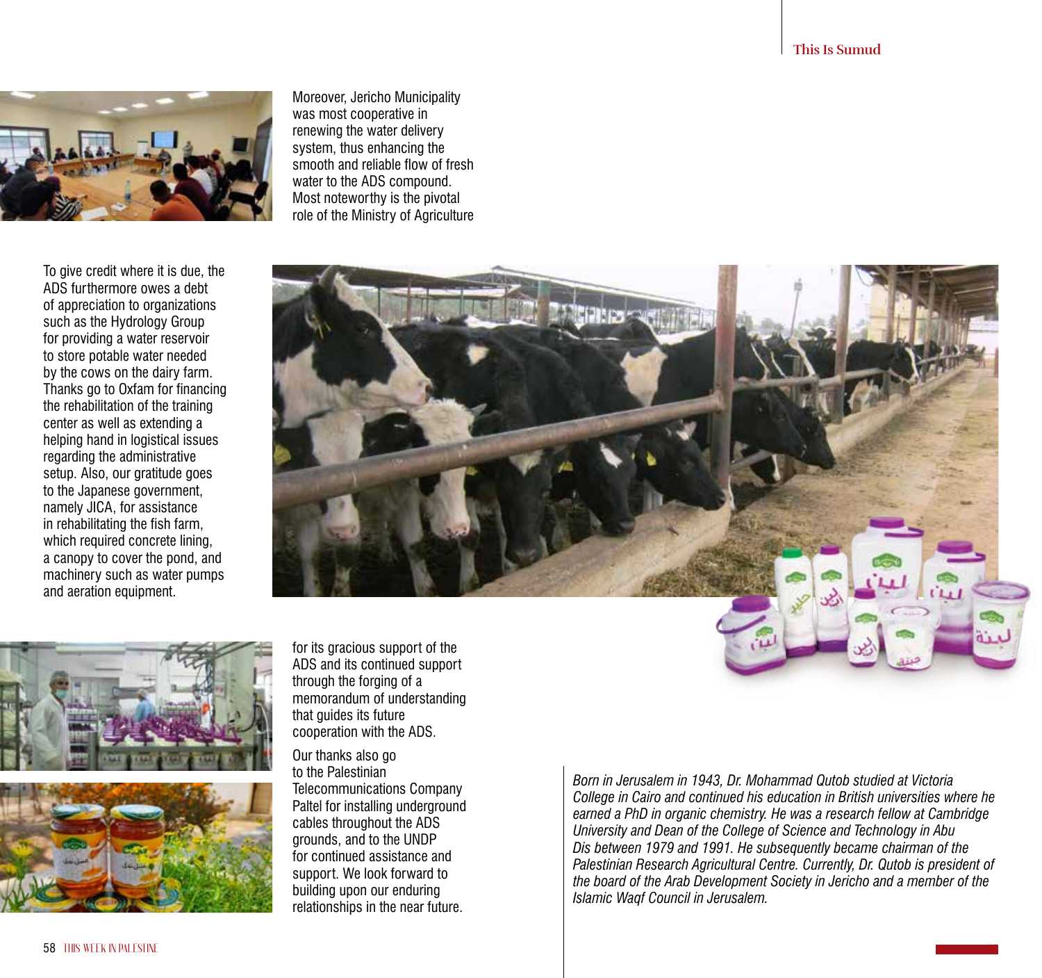Moreover, Jericho Municipality was most cooperative in renewing the water delivery system, thus enhancing the smooth and reliable flow of fresh water to the ADS compound. Most noteworthy is the pivotal role of the Ministry of Agriculture for its gracious support of the ADS and its continued support through the forging of a memorandum of understanding that guides its future cooperation with the ADS.

To give credit where it is due, the ADS furthermore owes a debt of appreciation to organizations such as the Hydrology Group for providing a water reservoir to store potable water needed by the cows on the dairy farm. Thanks go to Oxfam for financing the rehabilitation of the training center as well as extending a helping hand in logistical issues regarding the administrative setup. Also, our gratitude goes to the Japanese government, namely JICA, for assistance in rehabilitating the fish farm, which required concrete lining, a canopy to cover the pond, and machinery such as water pumps and aeration equipment.

Our thanks also go to the Palestinian Telecommunications Company Paltel for installing underground cables throughout the ADS grounds, and to the UNDP for continued assistance and support. We look forward to building upon our enduring relationships in the near future.

*Born in Jerusalem in 1943, Dr. Mohammad Qutob studied at Victoria College in Cairo and continued his education in British universities where he earned a PhD in organic chemistry. He was a research fellow at Cambridge University and Dean of the College of Science and Technology in Abu Dis between 1979 and 1991. He subsequently became chairman of the Palestinian Research Agricultural Centre. Currently, Dr. Qutob is president of the board of the Arab Development Society in Jericho and a member of the Islamic Waqf Council in Jerusalem.*